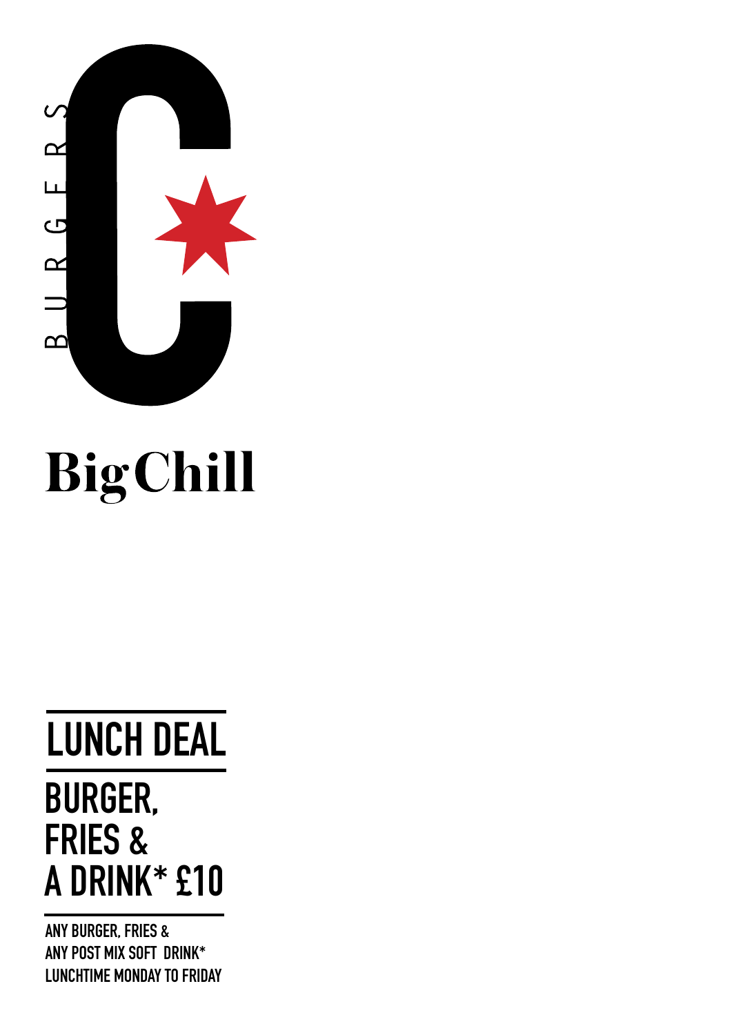BURGERS

# Big Chill

## LUNCH DEAL

### BURGER, FRIES & A DRINK* £10

ANY BURGER, FRIES &
ANY POST MIX SOFT DRINK*
LUNCHTIME MONDAY TO FRIDAY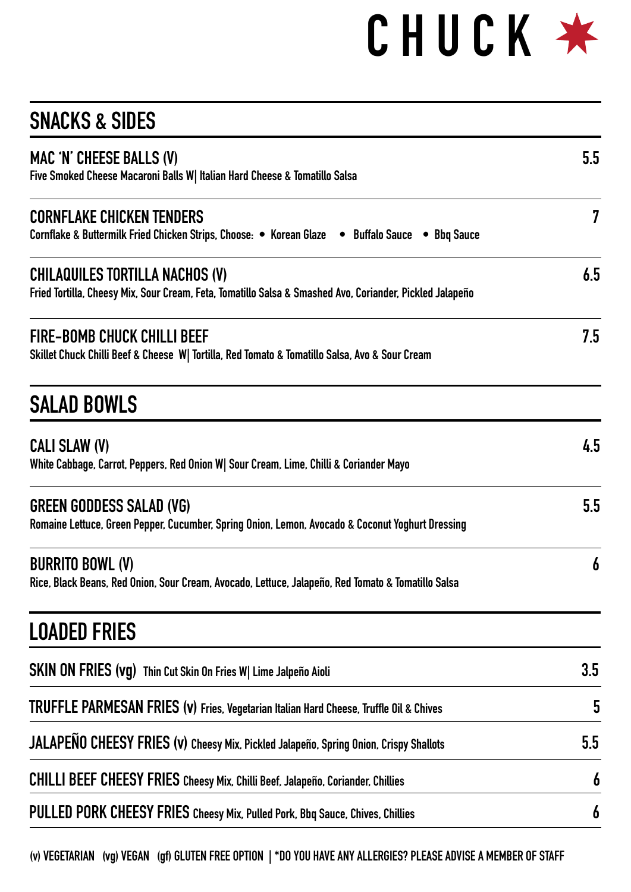# CHUCK ★

## SNACKS & SIDES

| Item | Price |
|---|---|
| **MAC 'N' CHEESE BALLS (V)**<br>Five Smoked Cheese Macaroni Balls W\| Italian Hard Cheese & Tomatillo Salsa | 5.5 |
| **CORNFLAKE CHICKEN TENDERS**<br>Cornflake & Buttermilk Fried Chicken Strips, Choose: • Korean Glaze • Buffalo Sauce • Bbq Sauce | 7 |
| **CHILAQUILES TORTILLA NACHOS (V)**<br>Fried Tortilla, Cheesy Mix, Sour Cream, Feta, Tomatillo Salsa & Smashed Avo, Coriander, Pickled Jalapeño | 6.5 |
| **FIRE-BOMB CHUCK CHILLI BEEF**<br>Skillet Chuck Chilli Beef & Cheese W\| Tortilla, Red Tomato & Tomatillo Salsa, Avo & Sour Cream | 7.5 |

## SALAD BOWLS

| Item | Price |
|---|---|
| **CALI SLAW (V)**<br>White Cabbage, Carrot, Peppers, Red Onion W\| Sour Cream, Lime, Chilli & Coriander Mayo | 4.5 |
| **GREEN GODDESS SALAD (VG)**<br>Romaine Lettuce, Green Pepper, Cucumber, Spring Onion, Lemon, Avocado & Coconut Yoghurt Dressing | 5.5 |
| **BURRITO BOWL (V)**<br>Rice, Black Beans, Red Onion, Sour Cream, Avocado, Lettuce, Jalapeño, Red Tomato & Tomatillo Salsa | 6 |

## LOADED FRIES

| Item | Price |
|---|---|
| **SKIN ON FRIES (vg)** Thin Cut Skin On Fries W\| Lime Jalpeño Aioli | 3.5 |
| **TRUFFLE PARMESAN FRIES (v)** Fries, Vegetarian Italian Hard Cheese, Truffle Oil & Chives | 5 |
| **JALAPEÑO CHEESY FRIES (v)** Cheesy Mix, Pickled Jalapeño, Spring Onion, Crispy Shallots | 5.5 |
| **CHILLI BEEF CHEESY FRIES** Cheesy Mix, Chilli Beef, Jalapeño, Coriander, Chillies | 6 |
| **PULLED PORK CHEESY FRIES** Cheesy Mix, Pulled Pork, Bbq Sauce, Chives, Chillies | 6 |

(v) VEGETARIAN (vg) VEGAN (gf) GLUTEN FREE OPTION | *DO YOU HAVE ANY ALLERGIES? PLEASE ADVISE A MEMBER OF STAFF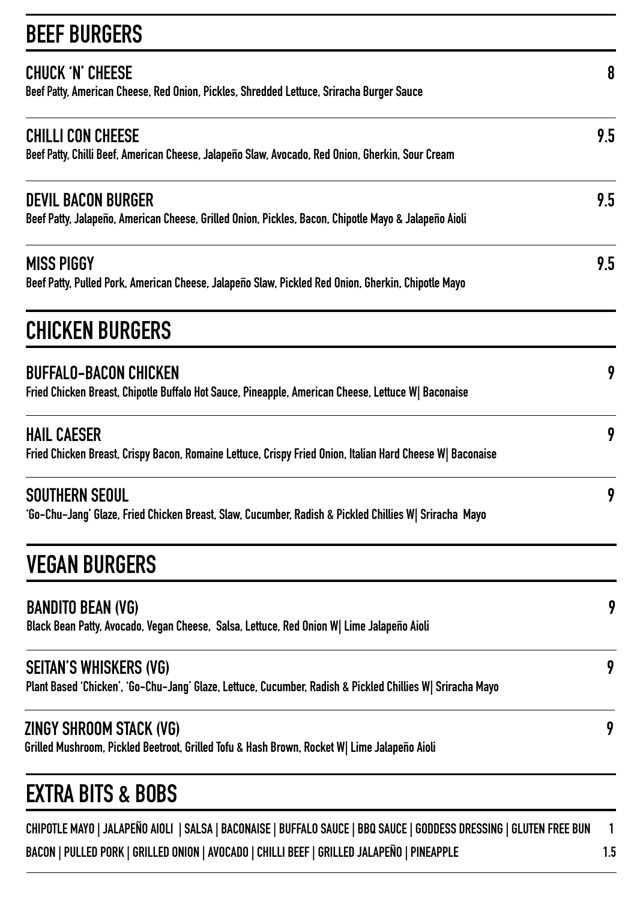## BEEF BURGERS

### CHUCK 'N' CHEESE — 8
Beef Patty, American Cheese, Red Onion, Pickles, Shredded Lettuce, Sriracha Burger Sauce

### CHILLI CON CHEESE — 9.5
Beef Patty, Chilli Beef, American Cheese, Jalapeño Slaw, Avocado, Red Onion, Gherkin, Sour Cream

### DEVIL BACON BURGER — 9.5
Beef Patty, Jalapeño, American Cheese, Grilled Onion, Pickles, Bacon, Chipotle Mayo & Jalapeño Aioli

### MISS PIGGY — 9.5
Beef Patty, Pulled Pork, American Cheese, Jalapeño Slaw, Pickled Red Onion, Gherkin, Chipotle Mayo

## CHICKEN BURGERS

### BUFFALO-BACON CHICKEN — 9
Fried Chicken Breast, Chipotle Buffalo Hot Sauce, Pineapple, American Cheese, Lettuce W| Baconaise

### HAIL CAESER — 9
Fried Chicken Breast, Crispy Bacon, Romaine Lettuce, Crispy Fried Onion, Italian Hard Cheese W| Baconaise

### SOUTHERN SEOUL — 9
'Go-Chu-Jang' Glaze, Fried Chicken Breast, Slaw, Cucumber, Radish & Pickled Chillies W| Sriracha Mayo

## VEGAN BURGERS

### BANDITO BEAN (VG) — 9
Black Bean Patty, Avocado, Vegan Cheese, Salsa, Lettuce, Red Onion W| Lime Jalapeño Aioli

### SEITAN'S WHISKERS (VG) — 9
Plant Based 'Chicken', 'Go-Chu-Jang' Glaze, Lettuce, Cucumber, Radish & Pickled Chillies W| Sriracha Mayo

### ZINGY SHROOM STACK (VG) — 9
Grilled Mushroom, Pickled Beetroot, Grilled Tofu & Hash Brown, Rocket W| Lime Jalapeño Aioli

## EXTRA BITS & BOBS

CHIPOTLE MAYO | JALAPEÑO AIOLI | SALSA | BACONAISE | BUFFALO SAUCE | BBQ SAUCE | GODDESS DRESSING | GLUTEN FREE BUN — 1

BACON | PULLED PORK | GRILLED ONION | AVOCADO | CHILLI BEEF | GRILLED JALAPEÑO | PINEAPPLE — 1.5